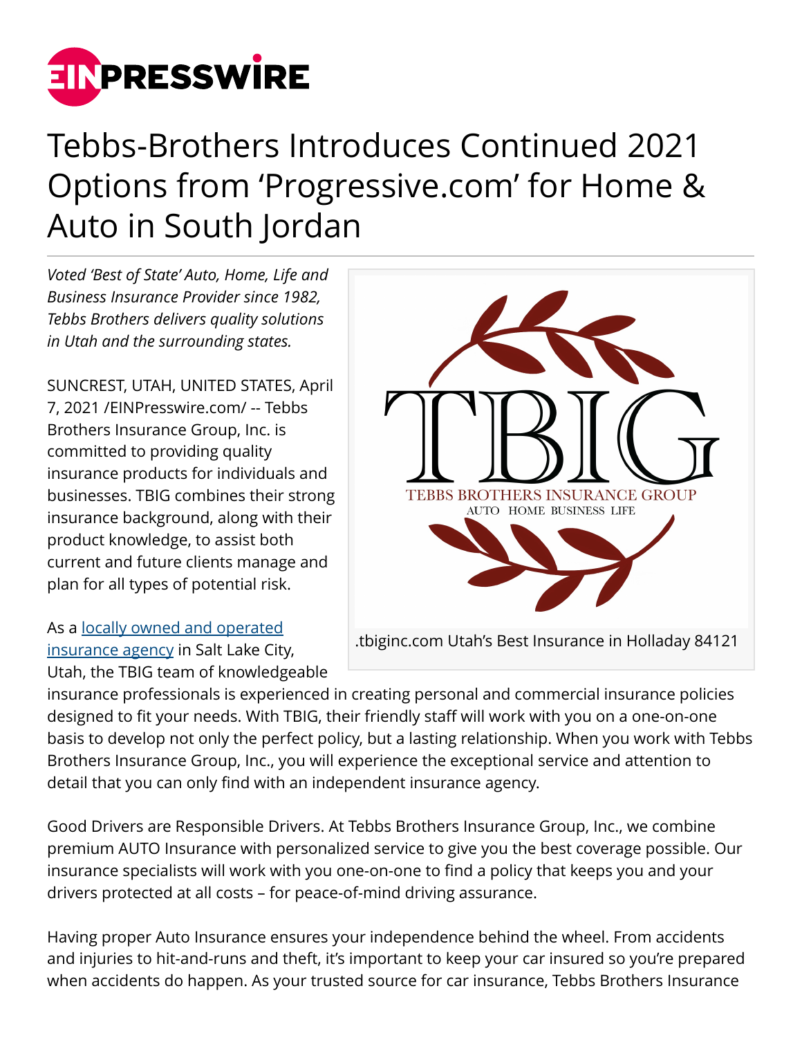# Tebbs-Brothers Introduces Continued 2021 Options from 'Progressive.com' for Home & Auto in South Jordan

*Voted 'Best of State' Auto, Home, Life and Business Insurance Provider since 1982, Tebbs Brothers delivers quality solutions in Utah and the surrounding states.*

SUNCREST, UTAH, UNITED STATES, April 7, 2021 /EINPresswire.com/ -- Tebbs Brothers Insurance Group, Inc. is committed to providing quality insurance products for individuals and businesses. TBIG combines their strong insurance background, along with their product knowledge, to assist both current and future clients manage and plan for all types of potential risk.

.tbiginc.com Utah's Best Insurance in Holladay 84121

As a [locally owned and operated insurance agency](locally owned and operated insurance agency) in Salt Lake City, Utah, the TBIG team of knowledgeable insurance professionals is experienced in creating personal and commercial insurance policies designed to fit your needs. With TBIG, their friendly staff will work with you on a one-on-one basis to develop not only the perfect policy, but a lasting relationship. When you work with Tebbs Brothers Insurance Group, Inc., you will experience the exceptional service and attention to detail that you can only find with an independent insurance agency.

Good Drivers are Responsible Drivers. At Tebbs Brothers Insurance Group, Inc., we combine premium AUTO Insurance with personalized service to give you the best coverage possible. Our insurance specialists will work with you one-on-one to find a policy that keeps you and your drivers protected at all costs – for peace-of-mind driving assurance.

Having proper Auto Insurance ensures your independence behind the wheel. From accidents and injuries to hit-and-runs and theft, it's important to keep your car insured so you're prepared when accidents do happen. As your trusted source for car insurance, Tebbs Brothers Insurance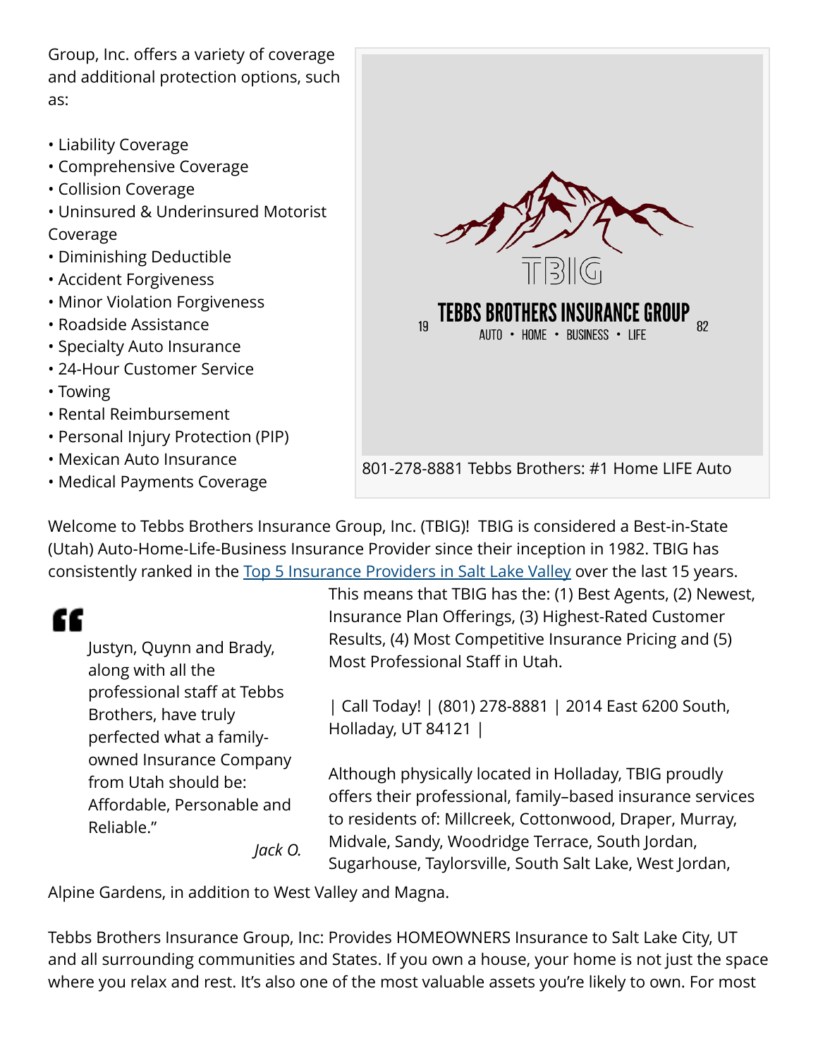Group, Inc. offers a variety of coverage and additional protection options, such as:

• Liability Coverage
• Comprehensive Coverage
• Collision Coverage
• Uninsured & Underinsured Motorist Coverage
• Diminishing Deductible
• Accident Forgiveness
• Minor Violation Forgiveness
• Roadside Assistance
• Specialty Auto Insurance
• 24-Hour Customer Service
• Towing
• Rental Reimbursement
• Personal Injury Protection (PIP)
• Mexican Auto Insurance
• Medical Payments Coverage

TBIG

19 TEBBS BROTHERS INSURANCE GROUP 82
AUTO • HOME • BUSINESS • LIFE

801-278-8881 Tebbs Brothers: #1 Home LIFE Auto

Welcome to Tebbs Brothers Insurance Group, Inc. (TBIG)! TBIG is considered a Best-in-State (Utah) Auto-Home-Life-Business Insurance Provider since their inception in 1982. TBIG has consistently ranked in the [Top 5 Insurance Providers in Salt Lake Valley]() over the last 15 years. This means that TBIG has the: (1) Best Agents, (2) Newest, Insurance Plan Offerings, (3) Highest-Rated Customer Results, (4) Most Competitive Insurance Pricing and (5) Most Professional Staff in Utah.

> Justyn, Quynn and Brady, along with all the professional staff at Tebbs Brothers, have truly perfected what a family-owned Insurance Company from Utah should be: Affordable, Personable and Reliable."
>
> *Jack O.*

| Call Today! | (801) 278-8881 | 2014 East 6200 South, Holladay, UT 84121 |

Although physically located in Holladay, TBIG proudly offers their professional, family–based insurance services to residents of: Millcreek, Cottonwood, Draper, Murray, Midvale, Sandy, Woodridge Terrace, South Jordan, Sugarhouse, Taylorsville, South Salt Lake, West Jordan, Alpine Gardens, in addition to West Valley and Magna.

Tebbs Brothers Insurance Group, Inc: Provides HOMEOWNERS Insurance to Salt Lake City, UT and all surrounding communities and States. If you own a house, your home is not just the space where you relax and rest. It's also one of the most valuable assets you're likely to own. For most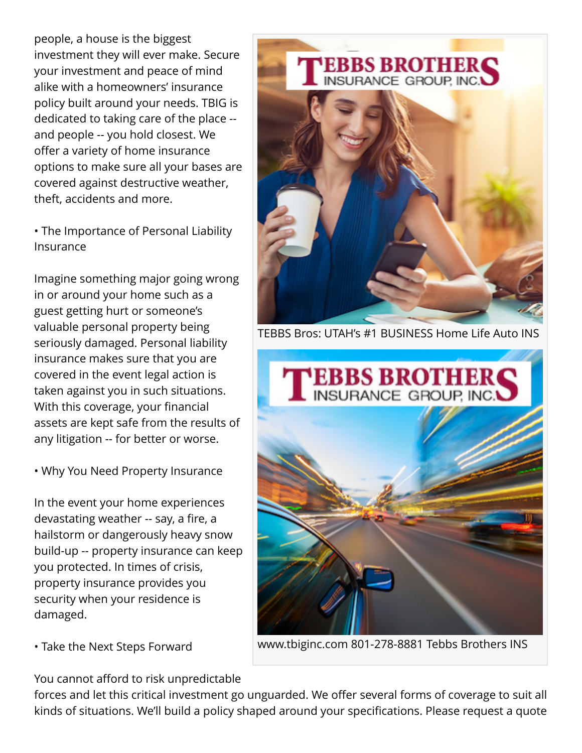people, a house is the biggest investment they will ever make. Secure your investment and peace of mind alike with a homeowners' insurance policy built around your needs. TBIG is dedicated to taking care of the place -- and people -- you hold closest. We offer a variety of home insurance options to make sure all your bases are covered against destructive weather, theft, accidents and more.

• The Importance of Personal Liability Insurance

Imagine something major going wrong in or around your home such as a guest getting hurt or someone's valuable personal property being seriously damaged. Personal liability insurance makes sure that you are covered in the event legal action is taken against you in such situations. With this coverage, your financial assets are kept safe from the results of any litigation -- for better or worse.

• Why You Need Property Insurance

In the event your home experiences devastating weather -- say, a fire, a hailstorm or dangerously heavy snow build-up -- property insurance can keep you protected. In times of crisis, property insurance provides you security when your residence is damaged.

• Take the Next Steps Forward

You cannot afford to risk unpredictable forces and let this critical investment go unguarded. We offer several forms of coverage to suit all kinds of situations. We'll build a policy shaped around your specifications. Please request a quote

TEBBS Bros: UTAH's #1 BUSINESS Home Life Auto INS

www.tbiginc.com 801-278-8881 Tebbs Brothers INS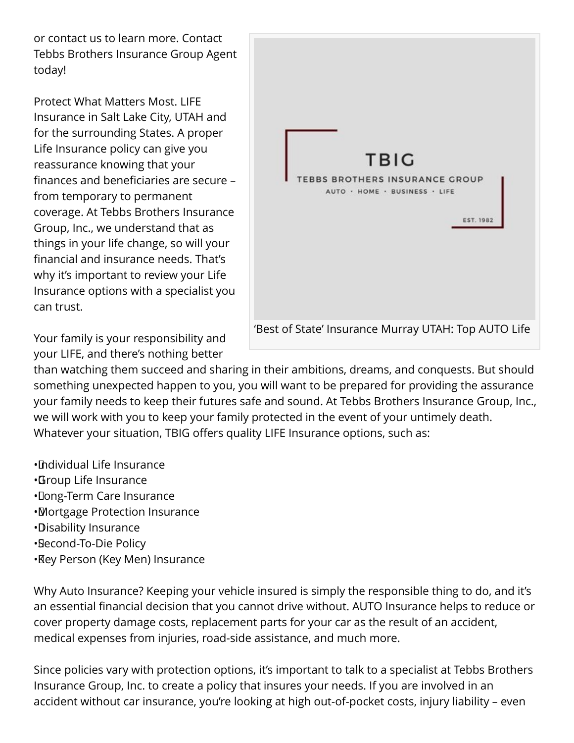or contact us to learn more. Contact Tebbs Brothers Insurance Group Agent today!

Protect What Matters Most. LIFE Insurance in Salt Lake City, UTAH and for the surrounding States. A proper Life Insurance policy can give you reassurance knowing that your finances and beneficiaries are secure – from temporary to permanent coverage. At Tebbs Brothers Insurance Group, Inc., we understand that as things in your life change, so will your financial and insurance needs. That's why it's important to review your Life Insurance options with a specialist you can trust.

'Best of State' Insurance Murray UTAH: Top AUTO Life

Your family is your responsibility and your LIFE, and there's nothing better than watching them succeed and sharing in their ambitions, dreams, and conquests. But should something unexpected happen to you, you will want to be prepared for providing the assurance your family needs to keep their futures safe and sound. At Tebbs Brothers Insurance Group, Inc., we will work with you to keep your family protected in the event of your untimely death. Whatever your situation, TBIG offers quality LIFE Insurance options, such as:

- Individual Life Insurance
- Group Life Insurance
- Long-Term Care Insurance
- Mortgage Protection Insurance
- Disability Insurance
- Second-To-Die Policy
- Key Person (Key Men) Insurance

Why Auto Insurance? Keeping your vehicle insured is simply the responsible thing to do, and it's an essential financial decision that you cannot drive without. AUTO Insurance helps to reduce or cover property damage costs, replacement parts for your car as the result of an accident, medical expenses from injuries, road-side assistance, and much more.

Since policies vary with protection options, it's important to talk to a specialist at Tebbs Brothers Insurance Group, Inc. to create a policy that insures your needs. If you are involved in an accident without car insurance, you're looking at high out-of-pocket costs, injury liability – even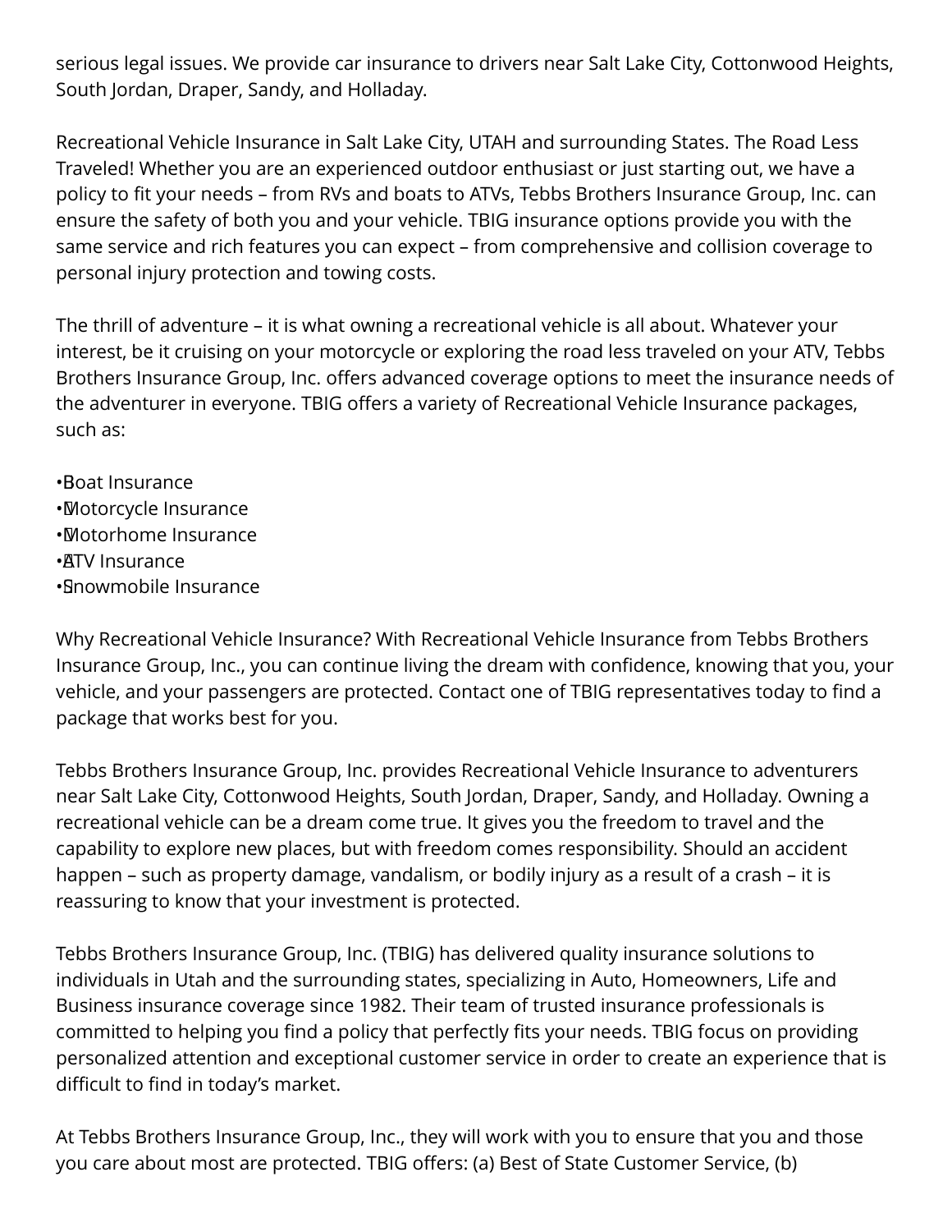serious legal issues. We provide car insurance to drivers near Salt Lake City, Cottonwood Heights, South Jordan, Draper, Sandy, and Holladay.

Recreational Vehicle Insurance in Salt Lake City, UTAH and surrounding States. The Road Less Traveled! Whether you are an experienced outdoor enthusiast or just starting out, we have a policy to fit your needs – from RVs and boats to ATVs, Tebbs Brothers Insurance Group, Inc. can ensure the safety of both you and your vehicle. TBIG insurance options provide you with the same service and rich features you can expect – from comprehensive and collision coverage to personal injury protection and towing costs.

The thrill of adventure – it is what owning a recreational vehicle is all about. Whatever your interest, be it cruising on your motorcycle or exploring the road less traveled on your ATV, Tebbs Brothers Insurance Group, Inc. offers advanced coverage options to meet the insurance needs of the adventurer in everyone. TBIG offers a variety of Recreational Vehicle Insurance packages, such as:

- Boat Insurance
- Motorcycle Insurance
- Motorhome Insurance
- ATV Insurance
- Snowmobile Insurance

Why Recreational Vehicle Insurance? With Recreational Vehicle Insurance from Tebbs Brothers Insurance Group, Inc., you can continue living the dream with confidence, knowing that you, your vehicle, and your passengers are protected. Contact one of TBIG representatives today to find a package that works best for you.

Tebbs Brothers Insurance Group, Inc. provides Recreational Vehicle Insurance to adventurers near Salt Lake City, Cottonwood Heights, South Jordan, Draper, Sandy, and Holladay. Owning a recreational vehicle can be a dream come true. It gives you the freedom to travel and the capability to explore new places, but with freedom comes responsibility. Should an accident happen – such as property damage, vandalism, or bodily injury as a result of a crash – it is reassuring to know that your investment is protected.

Tebbs Brothers Insurance Group, Inc. (TBIG) has delivered quality insurance solutions to individuals in Utah and the surrounding states, specializing in Auto, Homeowners, Life and Business insurance coverage since 1982. Their team of trusted insurance professionals is committed to helping you find a policy that perfectly fits your needs. TBIG focus on providing personalized attention and exceptional customer service in order to create an experience that is difficult to find in today's market.

At Tebbs Brothers Insurance Group, Inc., they will work with you to ensure that you and those you care about most are protected. TBIG offers: (a) Best of State Customer Service, (b)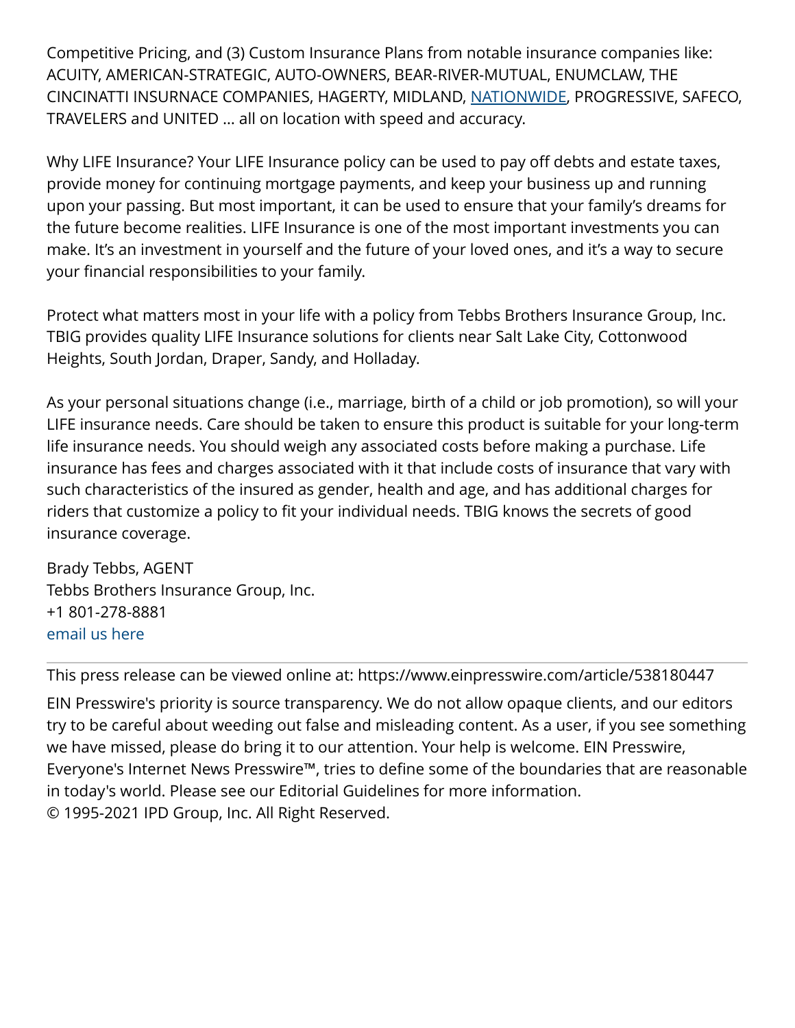Competitive Pricing, and (3) Custom Insurance Plans from notable insurance companies like: ACUITY, AMERICAN-STRATEGIC, AUTO-OWNERS, BEAR-RIVER-MUTUAL, ENUMCLAW, THE CINCINATTI INSURNACE COMPANIES, HAGERTY, MIDLAND, NATIONWIDE, PROGRESSIVE, SAFECO, TRAVELERS and UNITED … all on location with speed and accuracy.

Why LIFE Insurance? Your LIFE Insurance policy can be used to pay off debts and estate taxes, provide money for continuing mortgage payments, and keep your business up and running upon your passing. But most important, it can be used to ensure that your family's dreams for the future become realities. LIFE Insurance is one of the most important investments you can make. It's an investment in yourself and the future of your loved ones, and it's a way to secure your financial responsibilities to your family.

Protect what matters most in your life with a policy from Tebbs Brothers Insurance Group, Inc. TBIG provides quality LIFE Insurance solutions for clients near Salt Lake City, Cottonwood Heights, South Jordan, Draper, Sandy, and Holladay.

As your personal situations change (i.e., marriage, birth of a child or job promotion), so will your LIFE insurance needs. Care should be taken to ensure this product is suitable for your long-term life insurance needs. You should weigh any associated costs before making a purchase. Life insurance has fees and charges associated with it that include costs of insurance that vary with such characteristics of the insured as gender, health and age, and has additional charges for riders that customize a policy to fit your individual needs. TBIG knows the secrets of good insurance coverage.

Brady Tebbs, AGENT
Tebbs Brothers Insurance Group, Inc.
+1 801-278-8881
email us here

---

This press release can be viewed online at: https://www.einpresswire.com/article/538180447

EIN Presswire's priority is source transparency. We do not allow opaque clients, and our editors try to be careful about weeding out false and misleading content. As a user, if you see something we have missed, please do bring it to our attention. Your help is welcome. EIN Presswire, Everyone's Internet News Presswire™, tries to define some of the boundaries that are reasonable in today's world. Please see our Editorial Guidelines for more information.
© 1995-2021 IPD Group, Inc. All Right Reserved.